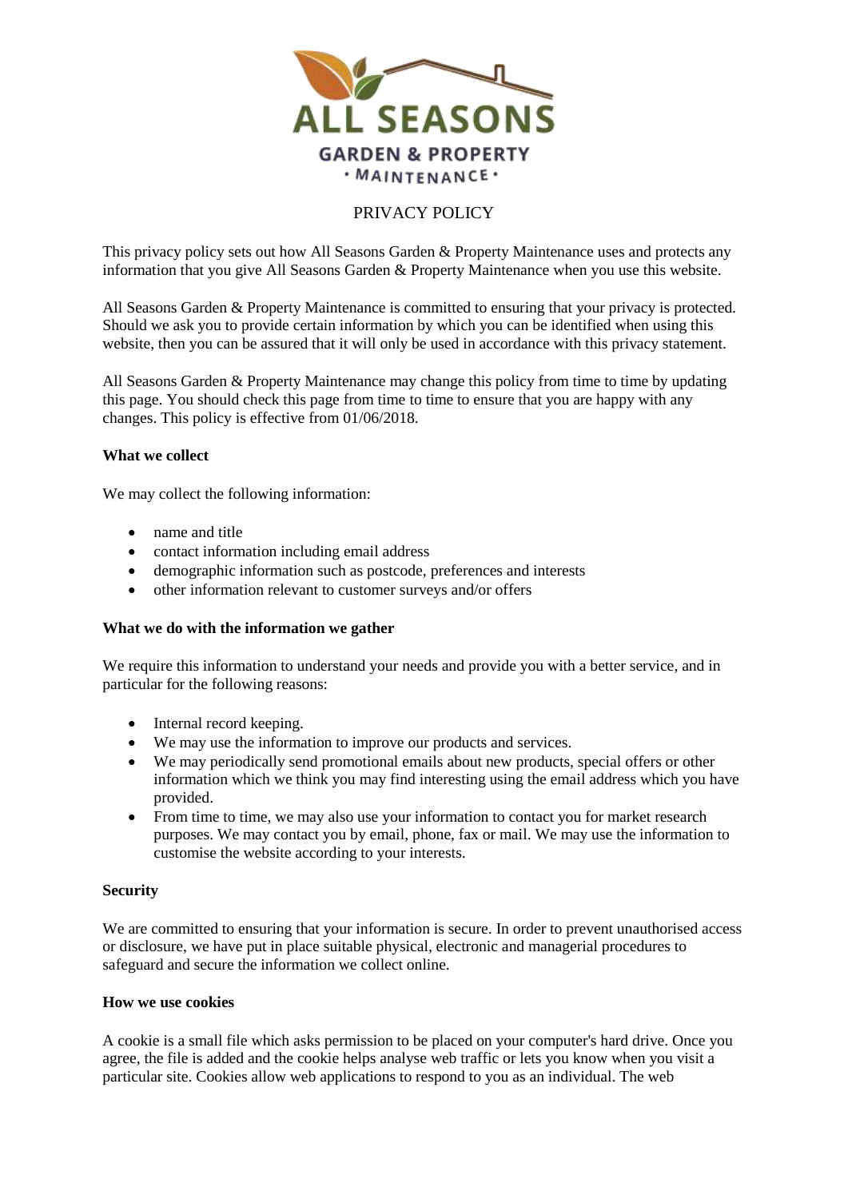ALL SEASONS

GARDEN & PROPERTY

· MAINTENANCE ·

# PRIVACY POLICY

This privacy policy sets out how All Seasons Garden & Property Maintenance uses and protects any information that you give All Seasons Garden & Property Maintenance when you use this website.

All Seasons Garden & Property Maintenance is committed to ensuring that your privacy is protected. Should we ask you to provide certain information by which you can be identified when using this website, then you can be assured that it will only be used in accordance with this privacy statement.

All Seasons Garden & Property Maintenance may change this policy from time to time by updating this page. You should check this page from time to time to ensure that you are happy with any changes. This policy is effective from 01/06/2018.

**What we collect**

We may collect the following information:

- name and title
- contact information including email address
- demographic information such as postcode, preferences and interests
- other information relevant to customer surveys and/or offers

**What we do with the information we gather**

We require this information to understand your needs and provide you with a better service, and in particular for the following reasons:

- Internal record keeping.
- We may use the information to improve our products and services.
- We may periodically send promotional emails about new products, special offers or other information which we think you may find interesting using the email address which you have provided.
- From time to time, we may also use your information to contact you for market research purposes. We may contact you by email, phone, fax or mail. We may use the information to customise the website according to your interests.

**Security**

We are committed to ensuring that your information is secure. In order to prevent unauthorised access or disclosure, we have put in place suitable physical, electronic and managerial procedures to safeguard and secure the information we collect online.

**How we use cookies**

A cookie is a small file which asks permission to be placed on your computer's hard drive. Once you agree, the file is added and the cookie helps analyse web traffic or lets you know when you visit a particular site. Cookies allow web applications to respond to you as an individual. The web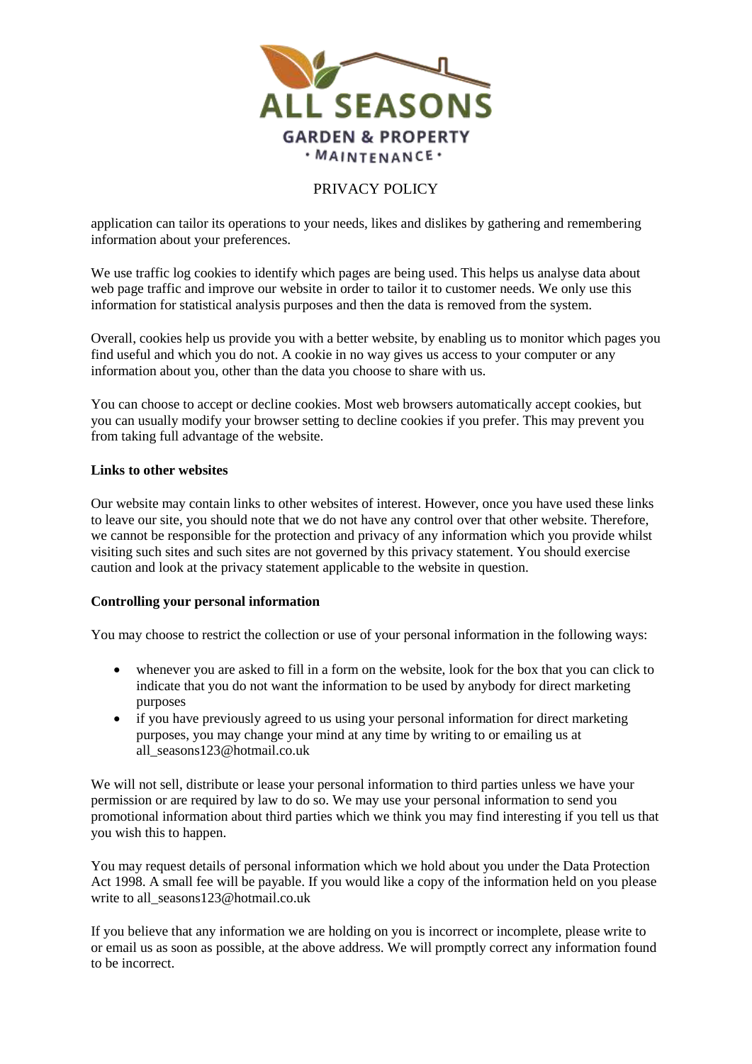# PRIVACY POLICY

application can tailor its operations to your needs, likes and dislikes by gathering and remembering information about your preferences.

We use traffic log cookies to identify which pages are being used. This helps us analyse data about web page traffic and improve our website in order to tailor it to customer needs. We only use this information for statistical analysis purposes and then the data is removed from the system.

Overall, cookies help us provide you with a better website, by enabling us to monitor which pages you find useful and which you do not. A cookie in no way gives us access to your computer or any information about you, other than the data you choose to share with us.

You can choose to accept or decline cookies. Most web browsers automatically accept cookies, but you can usually modify your browser setting to decline cookies if you prefer. This may prevent you from taking full advantage of the website.

**Links to other websites**

Our website may contain links to other websites of interest. However, once you have used these links to leave our site, you should note that we do not have any control over that other website. Therefore, we cannot be responsible for the protection and privacy of any information which you provide whilst visiting such sites and such sites are not governed by this privacy statement. You should exercise caution and look at the privacy statement applicable to the website in question.

**Controlling your personal information**

You may choose to restrict the collection or use of your personal information in the following ways:

- whenever you are asked to fill in a form on the website, look for the box that you can click to indicate that you do not want the information to be used by anybody for direct marketing purposes
- if you have previously agreed to us using your personal information for direct marketing purposes, you may change your mind at any time by writing to or emailing us at all_seasons123@hotmail.co.uk

We will not sell, distribute or lease your personal information to third parties unless we have your permission or are required by law to do so. We may use your personal information to send you promotional information about third parties which we think you may find interesting if you tell us that you wish this to happen.

You may request details of personal information which we hold about you under the Data Protection Act 1998. A small fee will be payable. If you would like a copy of the information held on you please write to all_seasons123@hotmail.co.uk

If you believe that any information we are holding on you is incorrect or incomplete, please write to or email us as soon as possible, at the above address. We will promptly correct any information found to be incorrect.